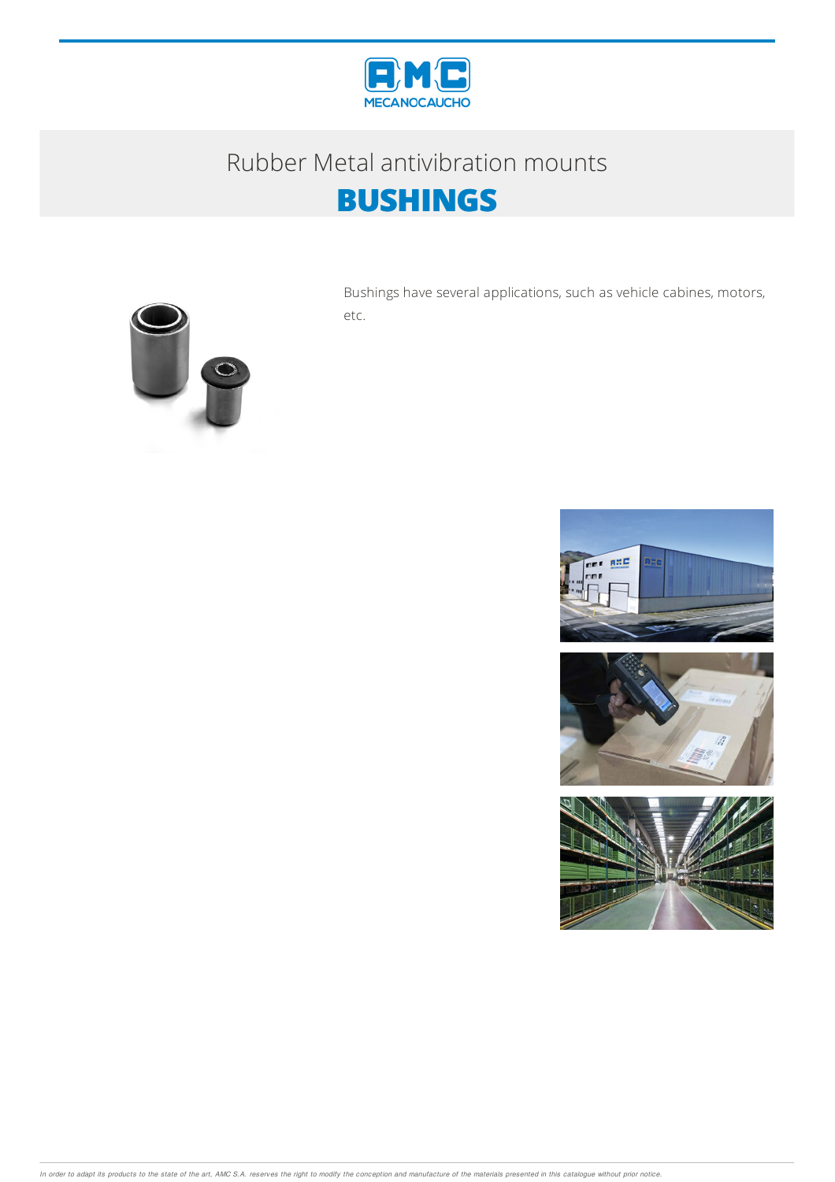# Rubber Metal antivibration mounts

## BUSHINGS

Bushings have several applications, such as vehicle cabines, motors, etc.

*In order to adapt its products to the state of the art, AMC S.A. reserves the right to modify the conception and manufacture of the materials presented in this catalogue without prior notice.*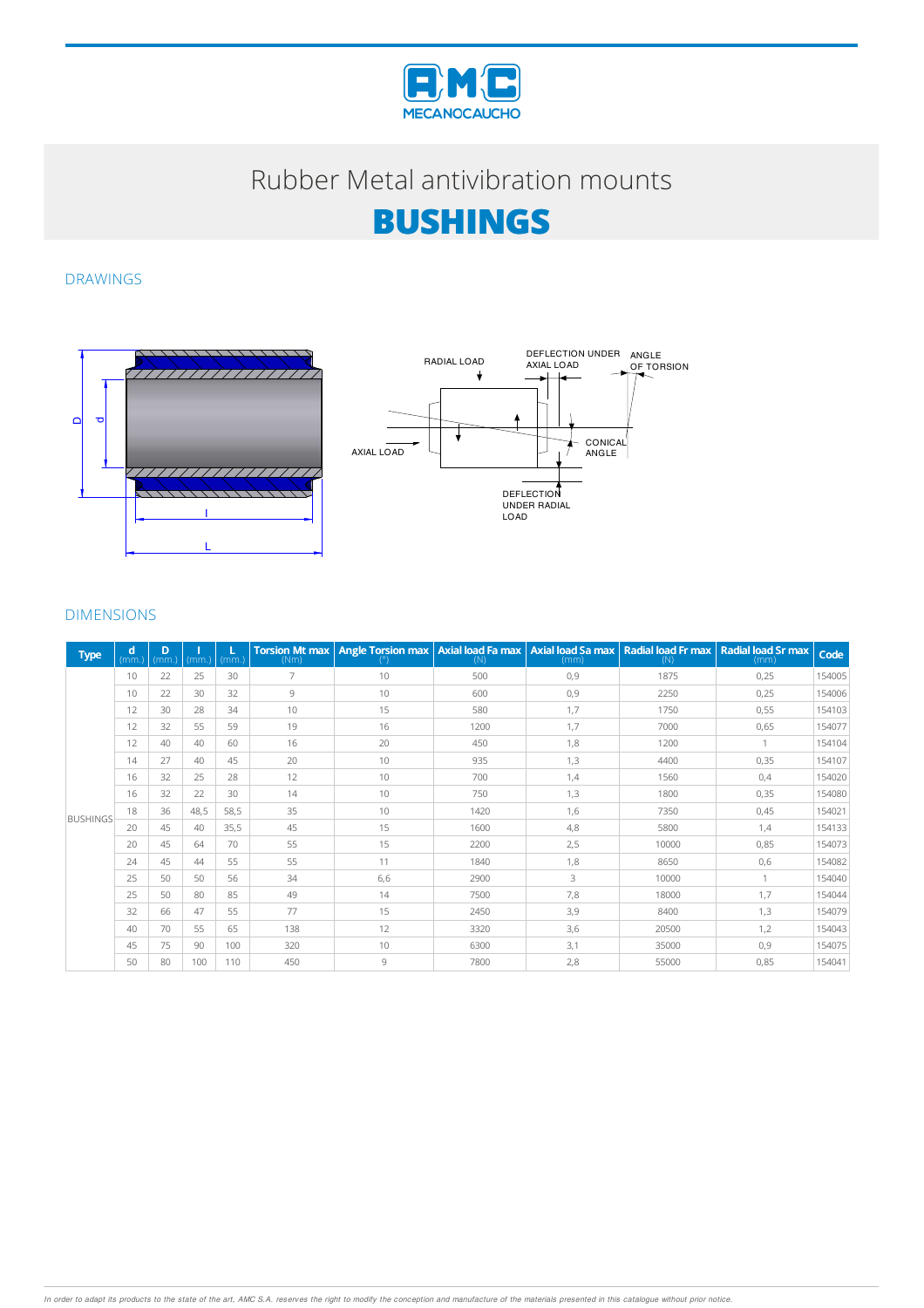AMC MECANOCAUCHO

# Rubber Metal antivibration mounts

# BUSHINGS

## DRAWINGS

D
d
l
L

RADIAL LOAD
DEFLECTION UNDER AXIAL LOAD
ANGLE OF TORSION
AXIAL LOAD
CONICAL ANGLE
DEFLECTION UNDER RADIAL LOAD

## DIMENSIONS

| Type | d (mm.) | D (mm.) | l (mm.) | L (mm.) | Torsion Mt max (Nm) | Angle Torsion max (°) | Axial load Fa max (N) | Axial load Sa max (mm) | Radial load Fr max (N) | Radial load Sr max (mm) | Code |
|---|---|---|---|---|---|---|---|---|---|---|---|
| BUSHINGS | 10 | 22 | 25 | 30 | 7 | 10 | 500 | 0,9 | 1875 | 0,25 | 154005 |
| | 10 | 22 | 30 | 32 | 9 | 10 | 600 | 0,9 | 2250 | 0,25 | 154006 |
| | 12 | 30 | 28 | 34 | 10 | 15 | 580 | 1,7 | 1750 | 0,55 | 154103 |
| | 12 | 32 | 55 | 59 | 19 | 16 | 1200 | 1,7 | 7000 | 0,65 | 154077 |
| | 12 | 40 | 40 | 60 | 16 | 20 | 450 | 1,8 | 1200 | 1 | 154104 |
| | 14 | 27 | 40 | 45 | 20 | 10 | 935 | 1,3 | 4400 | 0,35 | 154107 |
| | 16 | 32 | 25 | 28 | 12 | 10 | 700 | 1,4 | 1560 | 0,4 | 154020 |
| | 16 | 32 | 22 | 30 | 14 | 10 | 750 | 1,3 | 1800 | 0,35 | 154080 |
| | 18 | 36 | 48,5 | 58,5 | 35 | 10 | 1420 | 1,6 | 7350 | 0,45 | 154021 |
| | 20 | 45 | 40 | 35,5 | 45 | 15 | 1600 | 4,8 | 5800 | 1,4 | 154133 |
| | 20 | 45 | 64 | 70 | 55 | 15 | 2200 | 2,5 | 10000 | 0,85 | 154073 |
| | 24 | 45 | 44 | 55 | 55 | 11 | 1840 | 1,8 | 8650 | 0,6 | 154082 |
| | 25 | 50 | 50 | 56 | 34 | 6,6 | 2900 | 3 | 10000 | 1 | 154040 |
| | 25 | 50 | 80 | 85 | 49 | 14 | 7500 | 7,8 | 18000 | 1,7 | 154044 |
| | 32 | 66 | 47 | 55 | 77 | 15 | 2450 | 3,9 | 8400 | 1,3 | 154079 |
| | 40 | 70 | 55 | 65 | 138 | 12 | 3320 | 3,6 | 20500 | 1,2 | 154043 |
| | 45 | 75 | 90 | 100 | 320 | 10 | 6300 | 3,1 | 35000 | 0,9 | 154075 |
| | 50 | 80 | 100 | 110 | 450 | 9 | 7800 | 2,8 | 55000 | 0,85 | 154041 |

*In order to adapt its products to the state of the art, AMC S.A. reserves the right to modify the conception and manufacture of the materials presented in this catalogue without prior notice.*